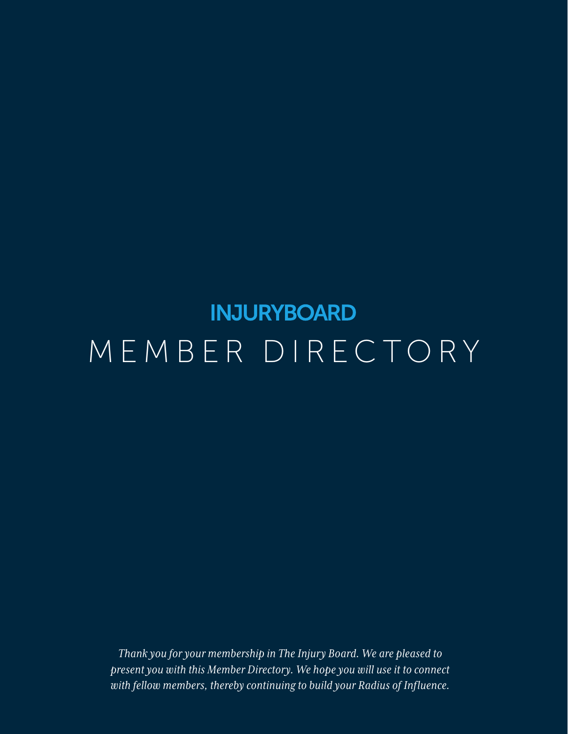# INJURYBOARD

# MEMBER DIRECTORY

*Thank you for your membership in The Injury Board. We are pleased to present you with this Member Directory. We hope you will use it to connect with fellow members, thereby continuing to build your Radius of Influence.*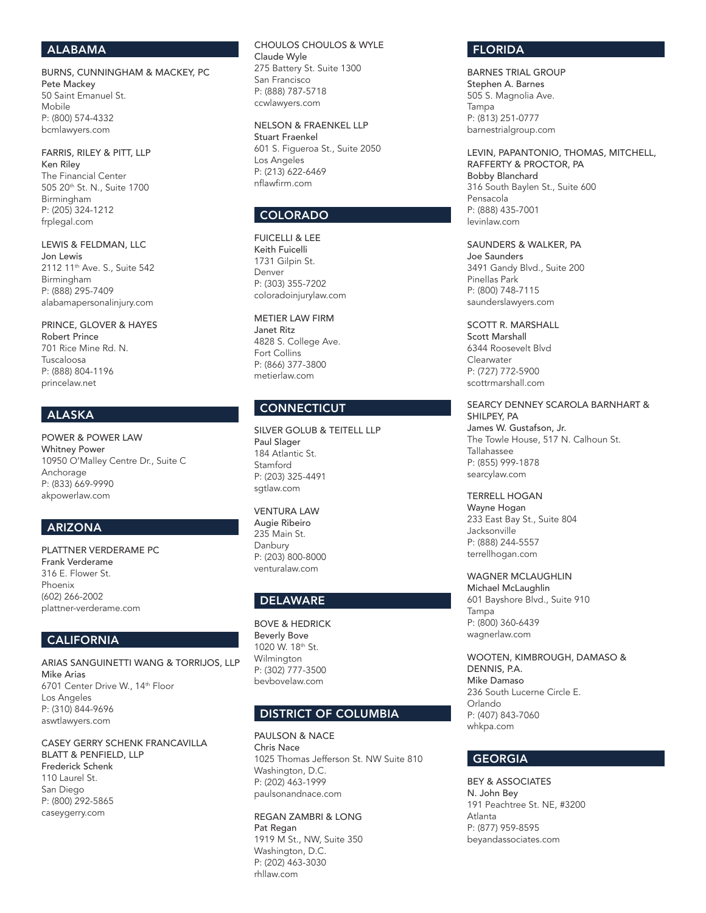## ALABAMA

BURNS, CUNNINGHAM & MACKEY, PC
Pete Mackey
50 Saint Emanuel St.
Mobile
P: (800) 574-4332
bcmlawyers.com

FARRIS, RILEY & PITT, LLP
Ken Riley
The Financial Center
505 20th St. N., Suite 1700
Birmingham
P: (205) 324-1212
frplegal.com

LEWIS & FELDMAN, LLC
Jon Lewis
2112 11th Ave. S., Suite 542
Birmingham
P: (888) 295-7409
alabamapersonalinjury.com

PRINCE, GLOVER & HAYES
Robert Prince
701 Rice Mine Rd. N.
Tuscaloosa
P: (888) 804-1196
princelaw.net

## ALASKA

POWER & POWER LAW
Whitney Power
10950 O'Malley Centre Dr., Suite C
Anchorage
P: (833) 669-9990
akpowerlaw.com

## ARIZONA

PLATTNER VERDERAME PC
Frank Verderame
316 E. Flower St.
Phoenix
(602) 266-2002
plattner-verderame.com

## CALIFORNIA

ARIAS SANGUINETTI WANG & TORRIJOS, LLP
Mike Arias
6701 Center Drive W., 14th Floor
Los Angeles
P: (310) 844-9696
aswtlawyers.com

CASEY GERRY SCHENK FRANCAVILLA BLATT & PENFIELD, LLP
Frederick Schenk
110 Laurel St.
San Diego
P: (800) 292-5865
caseygerry.com

CHOULOS CHOULOS & WYLE
Claude Wyle
275 Battery St. Suite 1300
San Francisco
P: (888) 787-5718
ccwlawyers.com

NELSON & FRAENKEL LLP
Stuart Fraenkel
601 S. Figueroa St., Suite 2050
Los Angeles
P: (213) 622-6469
nflawfirm.com

## COLORADO

FUICELLI & LEE
Keith Fuicelli
1731 Gilpin St.
Denver
P: (303) 355-7202
coloradoinjurylaw.com

METIER LAW FIRM
Janet Ritz
4828 S. College Ave.
Fort Collins
P: (866) 377-3800
metierlaw.com

## CONNECTICUT

SILVER GOLUB & TEITELL LLP
Paul Slager
184 Atlantic St.
Stamford
P: (203) 325-4491
sgtlaw.com

VENTURA LAW
Augie Ribeiro
235 Main St.
Danbury
P: (203) 800-8000
venturalaw.com

## DELAWARE

BOVE & HEDRICK
Beverly Bove
1020 W. 18th St.
Wilmington
P: (302) 777-3500
bevbovelaw.com

## DISTRICT OF COLUMBIA

PAULSON & NACE
Chris Nace
1025 Thomas Jefferson St. NW Suite 810
Washington, D.C.
P: (202) 463-1999
paulsonandnace.com

REGAN ZAMBRI & LONG
Pat Regan
1919 M St., NW, Suite 350
Washington, D.C.
P: (202) 463-3030
rhllaw.com

## FLORIDA

BARNES TRIAL GROUP
Stephen A. Barnes
505 S. Magnolia Ave.
Tampa
P: (813) 251-0777
barnestrialgroup.com

LEVIN, PAPANTONIO, THOMAS, MITCHELL, RAFFERTY & PROCTOR, PA
Bobby Blanchard
316 South Baylen St., Suite 600
Pensacola
P: (888) 435-7001
levinlaw.com

SAUNDERS & WALKER, PA
Joe Saunders
3491 Gandy Blvd., Suite 200
Pinellas Park
P: (800) 748-7115
saunderslawyers.com

SCOTT R. MARSHALL
Scott Marshall
6344 Roosevelt Blvd
Clearwater
P: (727) 772-5900
scottrmarshall.com

SEARCY DENNEY SCAROLA BARNHART & SHILPEY, PA
James W. Gustafson, Jr.
The Towle House, 517 N. Calhoun St.
Tallahassee
P: (855) 999-1878
searcylaw.com

TERRELL HOGAN
Wayne Hogan
233 East Bay St., Suite 804
Jacksonville
P: (888) 244-5557
terrellhogan.com

WAGNER MCLAUGHLIN
Michael McLaughlin
601 Bayshore Blvd., Suite 910
Tampa
P: (800) 360-6439
wagnerlaw.com

WOOTEN, KIMBROUGH, DAMASO & DENNIS, P.A.
Mike Damaso
236 South Lucerne Circle E.
Orlando
P: (407) 843-7060
whkpa.com

## GEORGIA

BEY & ASSOCIATES
N. John Bey
191 Peachtree St. NE, #3200
Atlanta
P: (877) 959-8595
beyandassociates.com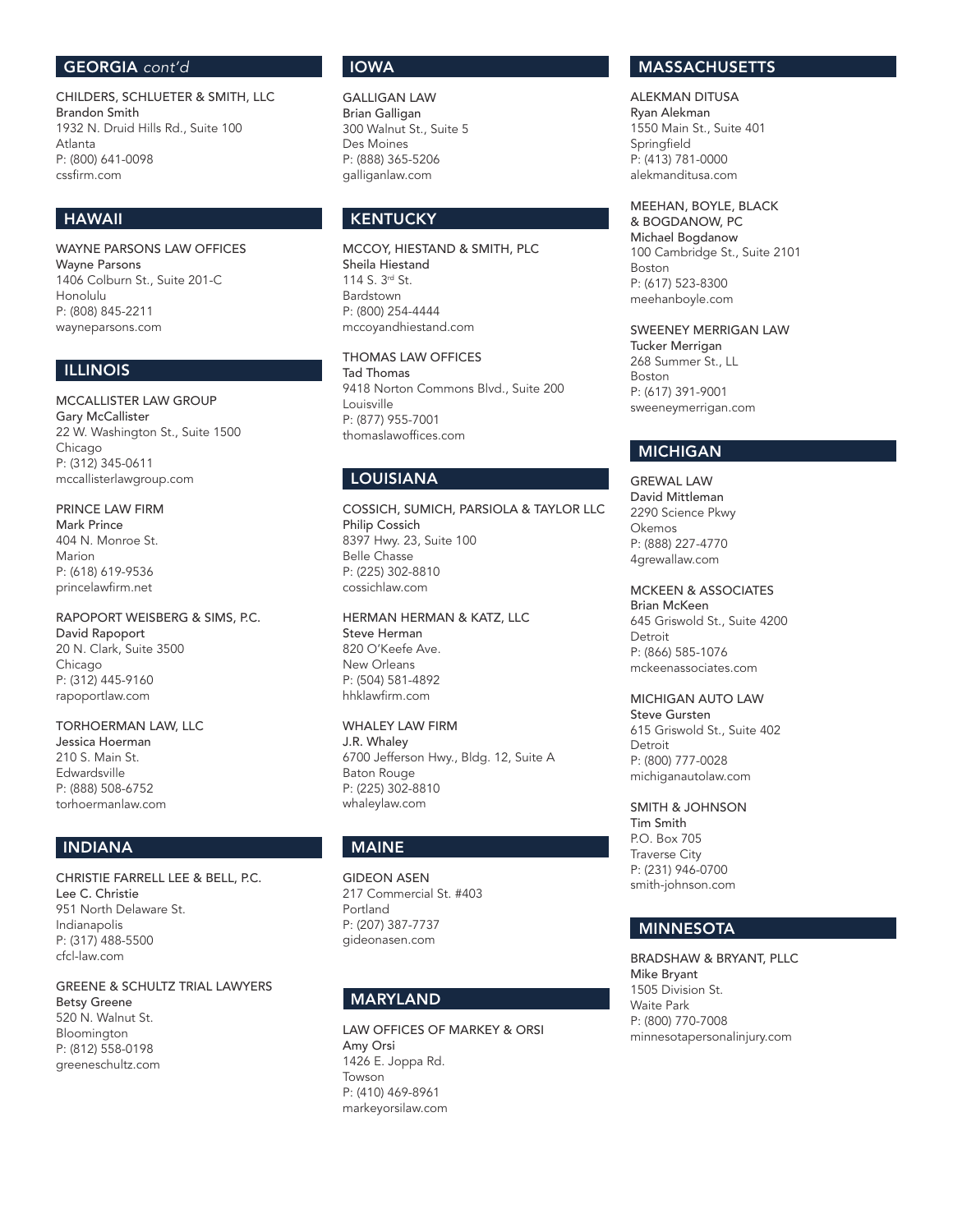## GEORGIA *cont'd*

CHILDERS, SCHLUETER & SMITH, LLC
Brandon Smith
1932 N. Druid Hills Rd., Suite 100
Atlanta
P: (800) 641-0098
cssfirm.com

## HAWAII

WAYNE PARSONS LAW OFFICES
Wayne Parsons
1406 Colburn St., Suite 201-C
Honolulu
P: (808) 845-2211
wayneparsons.com

## ILLINOIS

MCCALLISTER LAW GROUP
Gary McCallister
22 W. Washington St., Suite 1500
Chicago
P: (312) 345-0611
mccallisterlawgroup.com

PRINCE LAW FIRM
Mark Prince
404 N. Monroe St.
Marion
P: (618) 619-9536
princelawfirm.net

RAPOPORT WEISBERG & SIMS, P.C.
David Rapoport
20 N. Clark, Suite 3500
Chicago
P: (312) 445-9160
rapoportlaw.com

TORHOERMAN LAW, LLC
Jessica Hoerman
210 S. Main St.
Edwardsville
P: (888) 508-6752
torhoermanlaw.com

## INDIANA

CHRISTIE FARRELL LEE & BELL, P.C.
Lee C. Christie
951 North Delaware St.
Indianapolis
P: (317) 488-5500
cfcl-law.com

GREENE & SCHULTZ TRIAL LAWYERS
Betsy Greene
520 N. Walnut St.
Bloomington
P: (812) 558-0198
greeneschultz.com

## IOWA

GALLIGAN LAW
Brian Galligan
300 Walnut St., Suite 5
Des Moines
P: (888) 365-5206
galliganlaw.com

## KENTUCKY

MCCOY, HIESTAND & SMITH, PLC
Sheila Hiestand
114 S. 3rd St.
Bardstown
P: (800) 254-4444
mccoyandhiestand.com

THOMAS LAW OFFICES
Tad Thomas
9418 Norton Commons Blvd., Suite 200
Louisville
P: (877) 955-7001
thomaslawoffices.com

## LOUISIANA

COSSICH, SUMICH, PARSIOLA & TAYLOR LLC
Philip Cossich
8397 Hwy. 23, Suite 100
Belle Chasse
P: (225) 302-8810
cossichlaw.com

HERMAN HERMAN & KATZ, LLC
Steve Herman
820 O'Keefe Ave.
New Orleans
P: (504) 581-4892
hhklawfirm.com

WHALEY LAW FIRM
J.R. Whaley
6700 Jefferson Hwy., Bldg. 12, Suite A
Baton Rouge
P: (225) 302-8810
whaleylaw.com

## MAINE

GIDEON ASEN
217 Commercial St. #403
Portland
P: (207) 387-7737
gideonasen.com

## MARYLAND

LAW OFFICES OF MARKEY & ORSI
Amy Orsi
1426 E. Joppa Rd.
Towson
P: (410) 469-8961
markeyorsilaw.com

## MASSACHUSETTS

ALEKMAN DITUSA
Ryan Alekman
1550 Main St., Suite 401
Springfield
P: (413) 781-0000
alekmanditusa.com

MEEHAN, BOYLE, BLACK & BOGDANOW, PC
Michael Bogdanow
100 Cambridge St., Suite 2101
Boston
P: (617) 523-8300
meehanboyle.com

SWEENEY MERRIGAN LAW
Tucker Merrigan
268 Summer St., LL
Boston
P: (617) 391-9001
sweeneymerrigan.com

## MICHIGAN

GREWAL LAW
David Mittleman
2290 Science Pkwy
Okemos
P: (888) 227-4770
4grewallaw.com

MCKEEN & ASSOCIATES
Brian McKeen
645 Griswold St., Suite 4200
Detroit
P: (866) 585-1076
mckeenassociates.com

MICHIGAN AUTO LAW
Steve Gursten
615 Griswold St., Suite 402
Detroit
P: (800) 777-0028
michiganautolaw.com

SMITH & JOHNSON
Tim Smith
P.O. Box 705
Traverse City
P: (231) 946-0700
smith-johnson.com

## MINNESOTA

BRADSHAW & BRYANT, PLLC
Mike Bryant
1505 Division St.
Waite Park
P: (800) 770-7008
minnesotapersonalinjury.com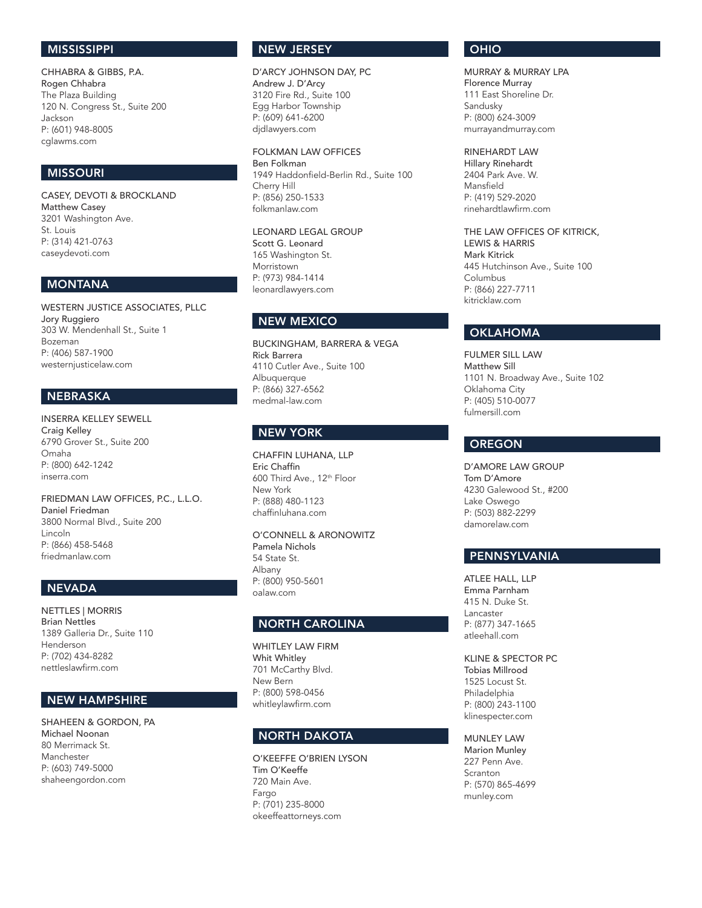## MISSISSIPPI

CHHABRA & GIBBS, P.A.
**Rogen Chhabra**
The Plaza Building
120 N. Congress St., Suite 200
Jackson
P: (601) 948-8005
cglawms.com

## MISSOURI

CASEY, DEVOTI & BROCKLAND
**Matthew Casey**
3201 Washington Ave.
St. Louis
P: (314) 421-0763
caseydevoti.com

## MONTANA

WESTERN JUSTICE ASSOCIATES, PLLC
**Jory Ruggiero**
303 W. Mendenhall St., Suite 1
Bozeman
P: (406) 587-1900
westernjusticelaw.com

## NEBRASKA

INSERRA KELLEY SEWELL
**Craig Kelley**
6790 Grover St., Suite 200
Omaha
P: (800) 642-1242
inserra.com

FRIEDMAN LAW OFFICES, P.C., L.L.O.
**Daniel Friedman**
3800 Normal Blvd., Suite 200
Lincoln
P: (866) 458-5468
friedmanlaw.com

## NEVADA

NETTLES | MORRIS
**Brian Nettles**
1389 Galleria Dr., Suite 110
Henderson
P: (702) 434-8282
nettleslawfirm.com

## NEW HAMPSHIRE

SHAHEEN & GORDON, PA
**Michael Noonan**
80 Merrimack St.
Manchester
P: (603) 749-5000
shaheengordon.com

## NEW JERSEY

D'ARCY JOHNSON DAY, PC
**Andrew J. D'Arcy**
3120 Fire Rd., Suite 100
Egg Harbor Township
P: (609) 641-6200
djdlawyers.com

FOLKMAN LAW OFFICES
**Ben Folkman**
1949 Haddonfield-Berlin Rd., Suite 100
Cherry Hill
P: (856) 250-1533
folkmanlaw.com

LEONARD LEGAL GROUP
**Scott G. Leonard**
165 Washington St.
Morristown
P: (973) 984-1414
leonardlawyers.com

## NEW MEXICO

BUCKINGHAM, BARRERA & VEGA
**Rick Barrera**
4110 Cutler Ave., Suite 100
Albuquerque
P: (866) 327-6562
medmal-law.com

## NEW YORK

CHAFFIN LUHANA, LLP
**Eric Chaffin**
600 Third Ave., 12th Floor
New York
P: (888) 480-1123
chaffinluhana.com

O'CONNELL & ARONOWITZ
**Pamela Nichols**
54 State St.
Albany
P: (800) 950-5601
oalaw.com

## NORTH CAROLINA

WHITLEY LAW FIRM
**Whit Whitley**
701 McCarthy Blvd.
New Bern
P: (800) 598-0456
whitleylawfirm.com

## NORTH DAKOTA

O'KEEFFE O'BRIEN LYSON
**Tim O'Keeffe**
720 Main Ave.
Fargo
P: (701) 235-8000
okeeffeattorneys.com

## OHIO

MURRAY & MURRAY LPA
**Florence Murray**
111 East Shoreline Dr.
Sandusky
P: (800) 624-3009
murrayandmurray.com

RINEHARDT LAW
**Hillary Rinehardt**
2404 Park Ave. W.
Mansfield
P: (419) 529-2020
rinehardtlawfirm.com

THE LAW OFFICES OF KITRICK, LEWIS & HARRIS
**Mark Kitrick**
445 Hutchinson Ave., Suite 100
Columbus
P: (866) 227-7711
kitricklaw.com

## OKLAHOMA

FULMER SILL LAW
**Matthew Sill**
1101 N. Broadway Ave., Suite 102
Oklahoma City
P: (405) 510-0077
fulmersill.com

## OREGON

D'AMORE LAW GROUP
**Tom D'Amore**
4230 Galewood St., #200
Lake Oswego
P: (503) 882-2299
damorelaw.com

## PENNSYLVANIA

ATLEE HALL, LLP
**Emma Parnham**
415 N. Duke St.
Lancaster
P: (877) 347-1665
atleehall.com

KLINE & SPECTOR PC
**Tobias Millrood**
1525 Locust St.
Philadelphia
P: (800) 243-1100
klinespecter.com

MUNLEY LAW
**Marion Munley**
227 Penn Ave.
Scranton
P: (570) 865-4699
munley.com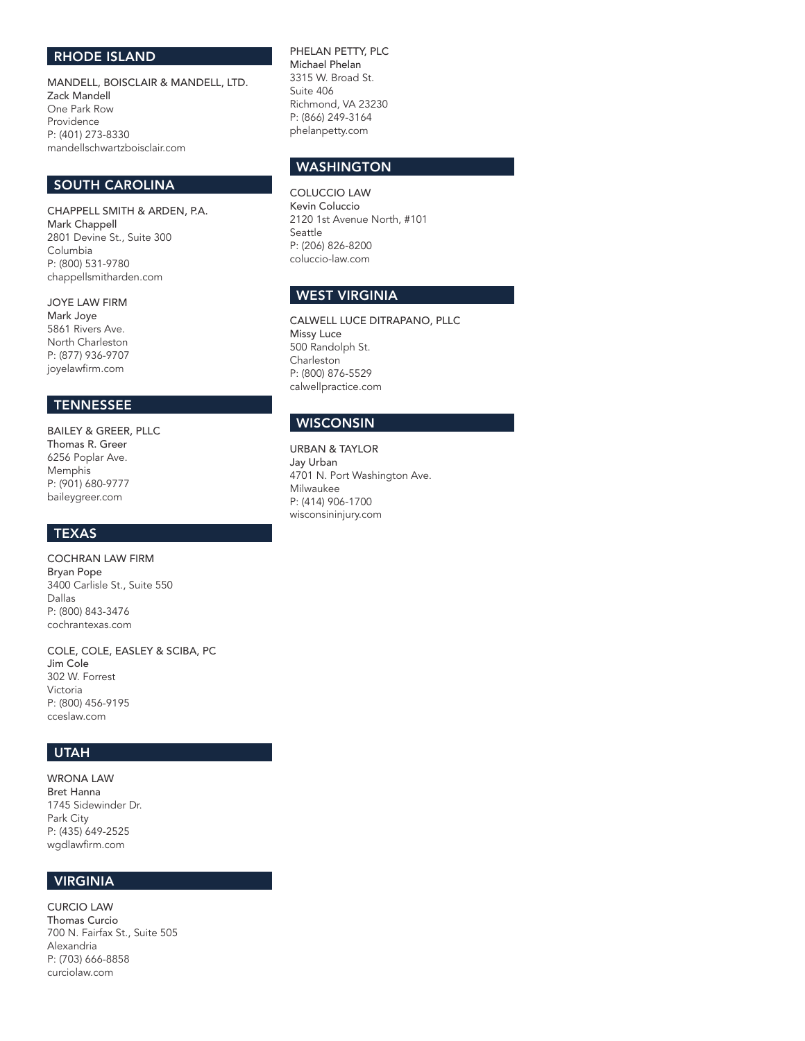## RHODE ISLAND

MANDELL, BOISCLAIR & MANDELL, LTD.
Zack Mandell
One Park Row
Providence
P: (401) 273-8330
mandellschwartzboisclair.com

## SOUTH CAROLINA

CHAPPELL SMITH & ARDEN, P.A.
Mark Chappell
2801 Devine St., Suite 300
Columbia
P: (800) 531-9780
chappellsmitharden.com

JOYE LAW FIRM
Mark Joye
5861 Rivers Ave.
North Charleston
P: (877) 936-9707
joyelawfirm.com

## TENNESSEE

BAILEY & GREER, PLLC
Thomas R. Greer
6256 Poplar Ave.
Memphis
P: (901) 680-9777
baileygreer.com

## TEXAS

COCHRAN LAW FIRM
Bryan Pope
3400 Carlisle St., Suite 550
Dallas
P: (800) 843-3476
cochrantexas.com

COLE, COLE, EASLEY & SCIBA, PC
Jim Cole
302 W. Forrest
Victoria
P: (800) 456-9195
cceslaw.com

## UTAH

WRONA LAW
Bret Hanna
1745 Sidewinder Dr.
Park City
P: (435) 649-2525
wgdlawfirm.com

## VIRGINIA

CURCIO LAW
Thomas Curcio
700 N. Fairfax St., Suite 505
Alexandria
P: (703) 666-8858
curciolaw.com

PHELAN PETTY, PLC
Michael Phelan
3315 W. Broad St.
Suite 406
Richmond, VA 23230
P: (866) 249-3164
phelanpetty.com

## WASHINGTON

COLUCCIO LAW
Kevin Coluccio
2120 1st Avenue North, #101
Seattle
P: (206) 826-8200
coluccio-law.com

## WEST VIRGINIA

CALWELL LUCE DITRAPANO, PLLC
Missy Luce
500 Randolph St.
Charleston
P: (800) 876-5529
calwellpractice.com

## WISCONSIN

URBAN & TAYLOR
Jay Urban
4701 N. Port Washington Ave.
Milwaukee
P: (414) 906-1700
wisconsininjury.com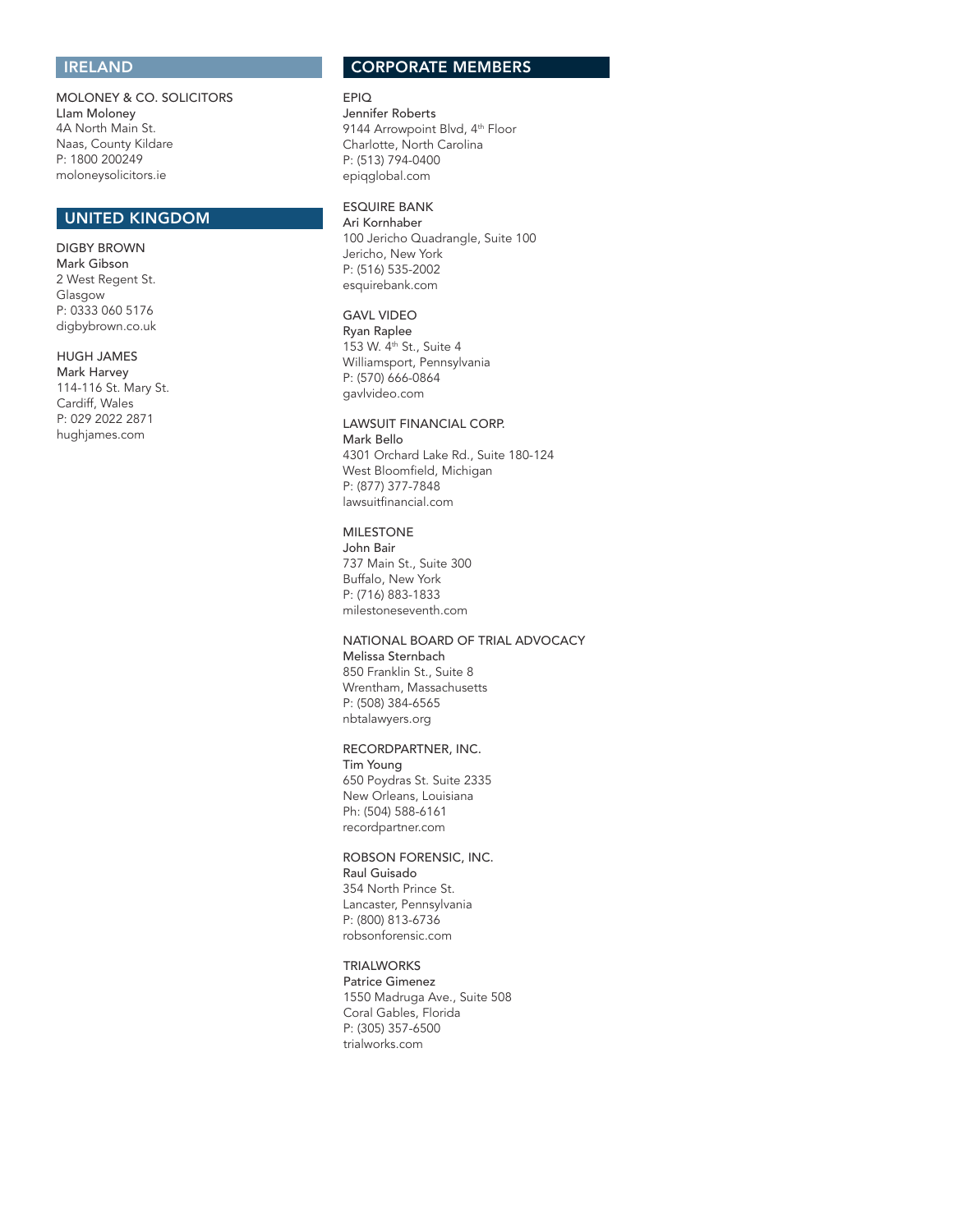## IRELAND

MOLONEY & CO. SOLICITORS
Llam Moloney
4A North Main St.
Naas, County Kildare
P: 1800 200249
moloneysolicitors.ie

## UNITED KINGDOM

DIGBY BROWN
Mark Gibson
2 West Regent St.
Glasgow
P: 0333 060 5176
digbybrown.co.uk

HUGH JAMES
Mark Harvey
114-116 St. Mary St.
Cardiff, Wales
P: 029 2022 2871
hughjames.com

## CORPORATE MEMBERS

EPIQ
Jennifer Roberts
9144 Arrowpoint Blvd, 4th Floor
Charlotte, North Carolina
P: (513) 794-0400
epiqglobal.com

ESQUIRE BANK
Ari Kornhaber
100 Jericho Quadrangle, Suite 100
Jericho, New York
P: (516) 535-2002
esquirebank.com

GAVL VIDEO
Ryan Raplee
153 W. 4th St., Suite 4
Williamsport, Pennsylvania
P: (570) 666-0864
gavlvideo.com

LAWSUIT FINANCIAL CORP.
Mark Bello
4301 Orchard Lake Rd., Suite 180-124
West Bloomfield, Michigan
P: (877) 377-7848
lawsuitfinancial.com

MILESTONE
John Bair
737 Main St., Suite 300
Buffalo, New York
P: (716) 883-1833
milestoneseventh.com

NATIONAL BOARD OF TRIAL ADVOCACY
Melissa Sternbach
850 Franklin St., Suite 8
Wrentham, Massachusetts
P: (508) 384-6565
nbtalawyers.org

RECORDPARTNER, INC.
Tim Young
650 Poydras St. Suite 2335
New Orleans, Louisiana
Ph: (504) 588-6161
recordpartner.com

ROBSON FORENSIC, INC.
Raul Guisado
354 North Prince St.
Lancaster, Pennsylvania
P: (800) 813-6736
robsonforensic.com

TRIALWORKS
Patrice Gimenez
1550 Madruga Ave., Suite 508
Coral Gables, Florida
P: (305) 357-6500
trialworks.com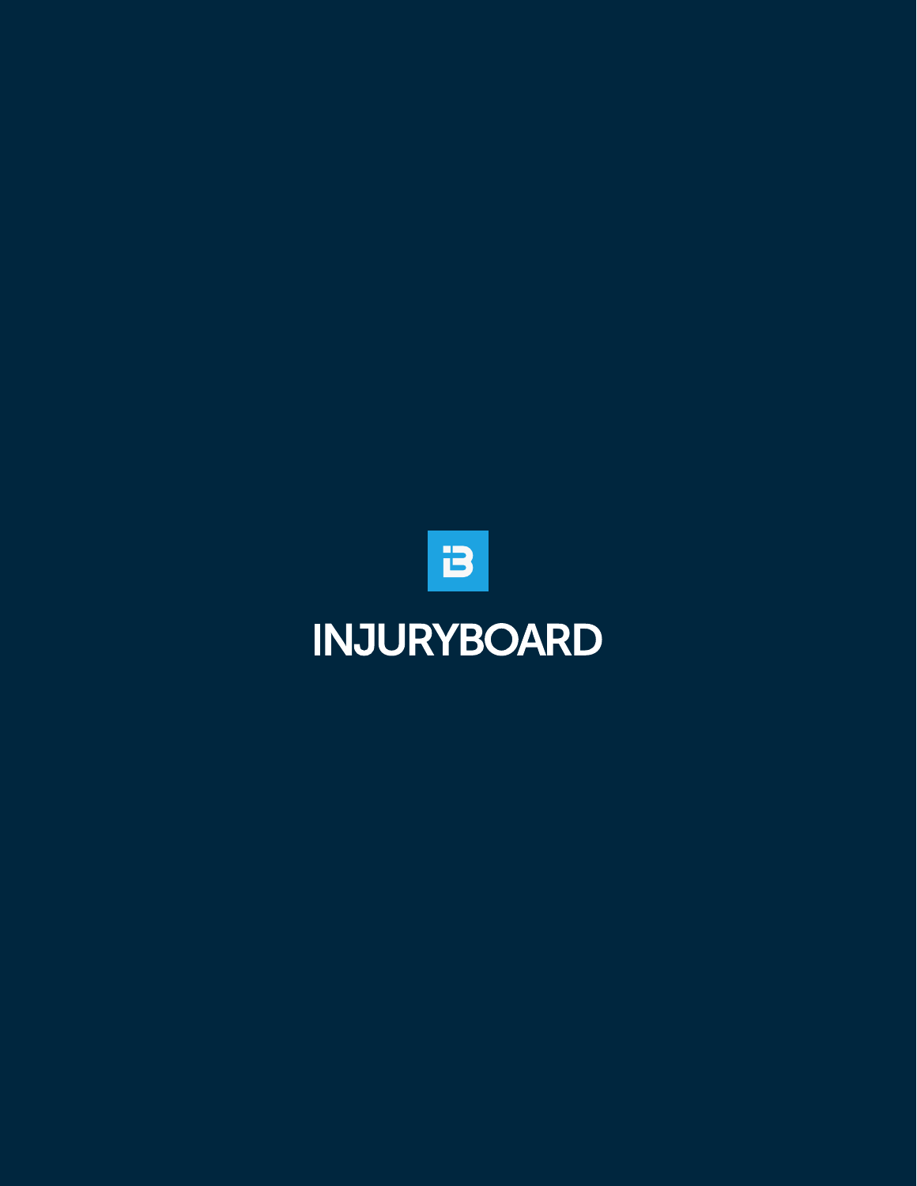INJURYBOARD